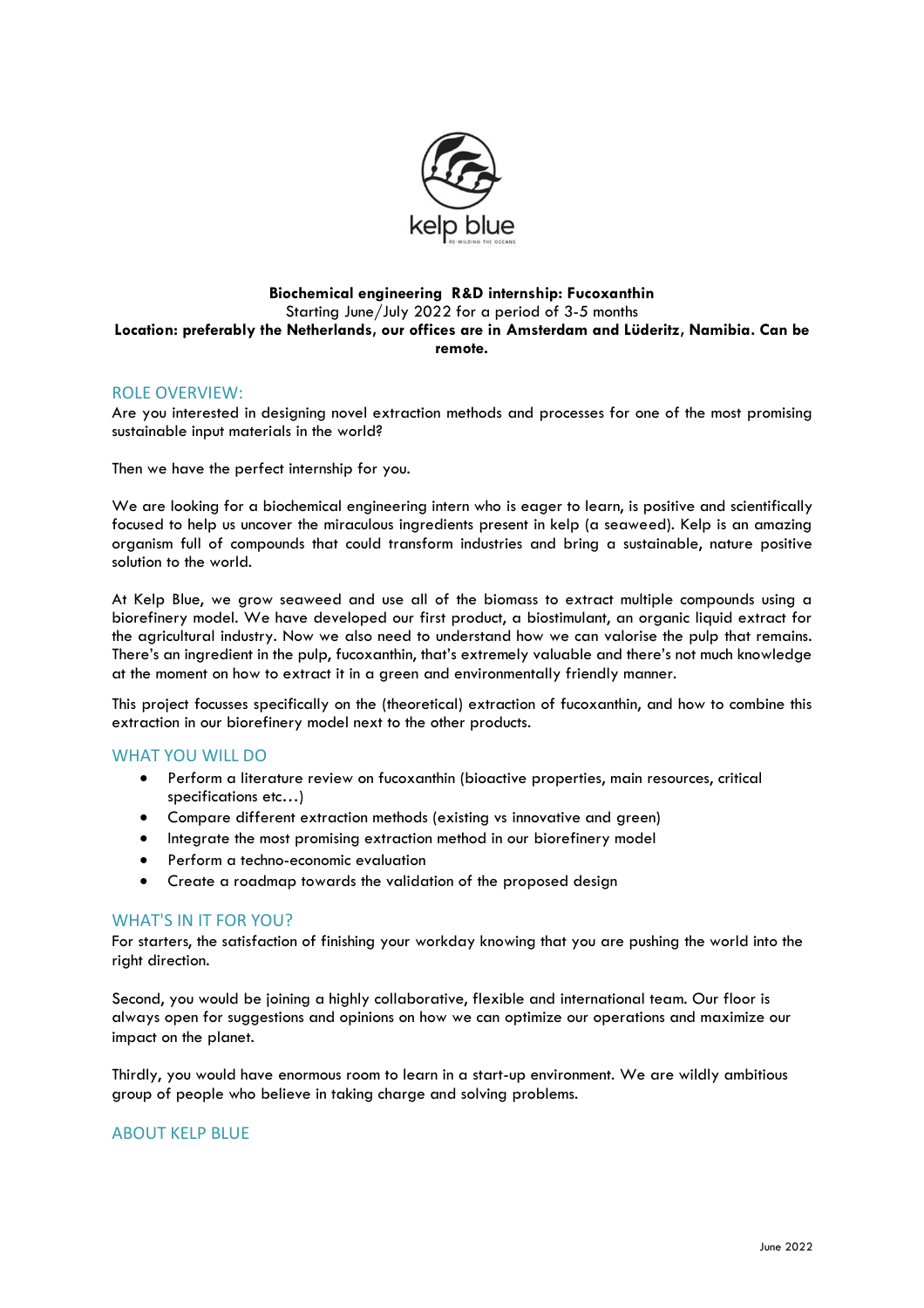**Biochemical engineering R&D internship: Fucoxanthin**

Starting June/July 2022 for a period of 3-5 months

**Location: preferably the Netherlands, our offices are in Amsterdam and Lüderitz, Namibia. Can be remote.**

## ROLE OVERVIEW:

Are you interested in designing novel extraction methods and processes for one of the most promising sustainable input materials in the world?

Then we have the perfect internship for you.

We are looking for a biochemical engineering intern who is eager to learn, is positive and scientifically focused to help us uncover the miraculous ingredients present in kelp (a seaweed). Kelp is an amazing organism full of compounds that could transform industries and bring a sustainable, nature positive solution to the world.

At Kelp Blue, we grow seaweed and use all of the biomass to extract multiple compounds using a biorefinery model. We have developed our first product, a biostimulant, an organic liquid extract for the agricultural industry. Now we also need to understand how we can valorise the pulp that remains. There's an ingredient in the pulp, fucoxanthin, that's extremely valuable and there's not much knowledge at the moment on how to extract it in a green and environmentally friendly manner.

This project focusses specifically on the (theoretical) extraction of fucoxanthin, and how to combine this extraction in our biorefinery model next to the other products.

## WHAT YOU WILL DO

- Perform a literature review on fucoxanthin (bioactive properties, main resources, critical specifications etc…)
- Compare different extraction methods (existing vs innovative and green)
- Integrate the most promising extraction method in our biorefinery model
- Perform a techno-economic evaluation
- Create a roadmap towards the validation of the proposed design

## WHAT'S IN IT FOR YOU?

For starters, the satisfaction of finishing your workday knowing that you are pushing the world into the right direction.

Second, you would be joining a highly collaborative, flexible and international team. Our floor is always open for suggestions and opinions on how we can optimize our operations and maximize our impact on the planet.

Thirdly, you would have enormous room to learn in a start-up environment. We are wildly ambitious group of people who believe in taking charge and solving problems.

## ABOUT KELP BLUE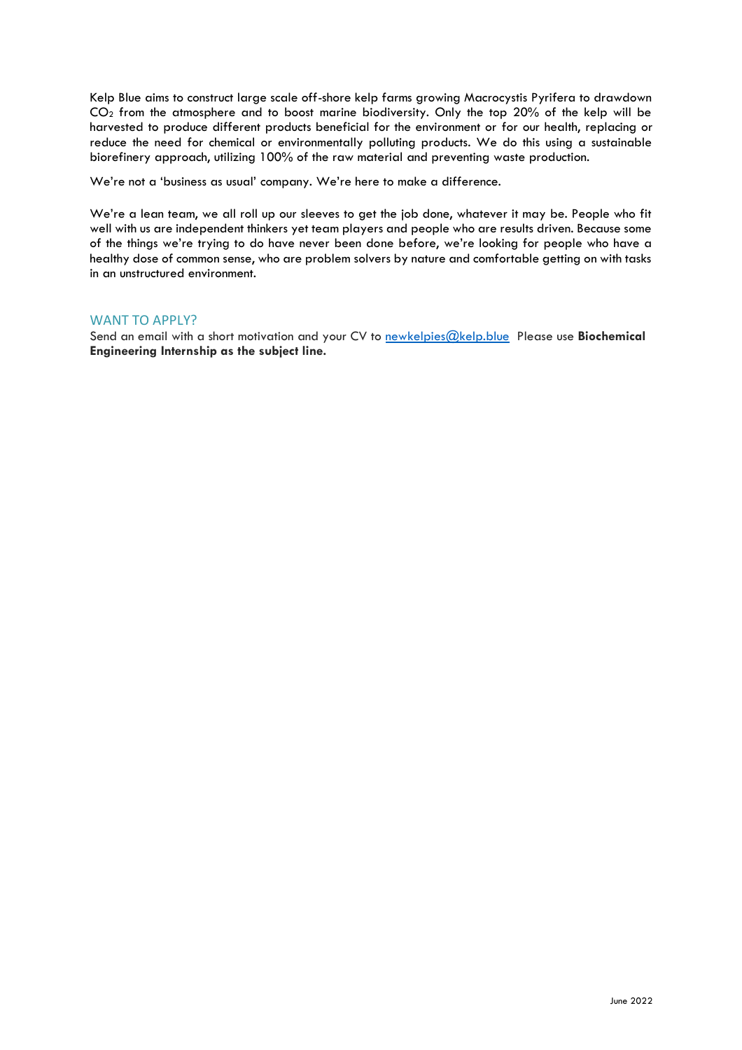Kelp Blue aims to construct large scale off-shore kelp farms growing Macrocystis Pyrifera to drawdown $CO_2$ from the atmosphere and to boost marine biodiversity. Only the top 20% of the kelp will be harvested to produce different products beneficial for the environment or for our health, replacing or reduce the need for chemical or environmentally polluting products. We do this using a sustainable biorefinery approach, utilizing 100% of the raw material and preventing waste production.

We're not a 'business as usual' company. We're here to make a difference.

We're a lean team, we all roll up our sleeves to get the job done, whatever it may be. People who fit well with us are independent thinkers yet team players and people who are results driven. Because some of the things we're trying to do have never been done before, we're looking for people who have a healthy dose of common sense, who are problem solvers by nature and comfortable getting on with tasks in an unstructured environment.

## WANT TO APPLY?

Send an email with a short motivation and your CV to newkelpies@kelp.blue Please use **Biochemical Engineering Internship as the subject line.**

June 2022